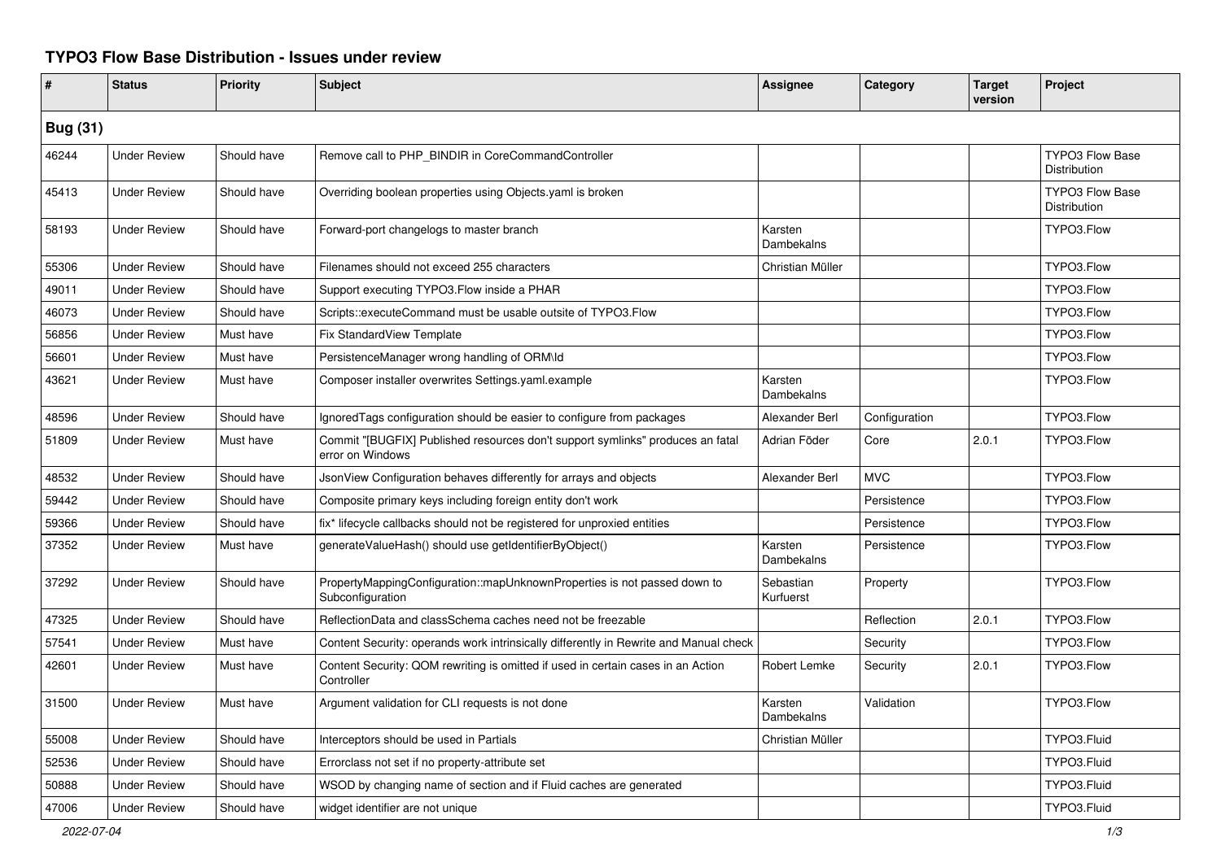# TYPO3 Flow Base Distribution - Issues under review

| # | Status | Priority | Subject | Assignee | Category | Target version | Project |
|---|---|---|---|---|---|---|---|
| **Bug (31)** | | | | | | | |
| 46244 | Under Review | Should have | Remove call to PHP_BINDIR in CoreCommandController | | | | TYPO3 Flow Base Distribution |
| 45413 | Under Review | Should have | Overriding boolean properties using Objects.yaml is broken | | | | TYPO3 Flow Base Distribution |
| 58193 | Under Review | Should have | Forward-port changelogs to master branch | Karsten Dambekalns | | | TYPO3.Flow |
| 55306 | Under Review | Should have | Filenames should not exceed 255 characters | Christian Müller | | | TYPO3.Flow |
| 49011 | Under Review | Should have | Support executing TYPO3.Flow inside a PHAR | | | | TYPO3.Flow |
| 46073 | Under Review | Should have | Scripts::executeCommand must be usable outsite of TYPO3.Flow | | | | TYPO3.Flow |
| 56856 | Under Review | Must have | Fix StandardView Template | | | | TYPO3.Flow |
| 56601 | Under Review | Must have | PersistenceManager wrong handling of ORM\Id | | | | TYPO3.Flow |
| 43621 | Under Review | Must have | Composer installer overwrites Settings.yaml.example | Karsten Dambekalns | | | TYPO3.Flow |
| 48596 | Under Review | Should have | IgnoredTags configuration should be easier to configure from packages | Alexander Berl | Configuration | | TYPO3.Flow |
| 51809 | Under Review | Must have | Commit "[BUGFIX] Published resources don't support symlinks" produces an fatal error on Windows | Adrian Föder | Core | 2.0.1 | TYPO3.Flow |
| 48532 | Under Review | Should have | JsonView Configuration behaves differently for arrays and objects | Alexander Berl | MVC | | TYPO3.Flow |
| 59442 | Under Review | Should have | Composite primary keys including foreign entity don't work | | Persistence | | TYPO3.Flow |
| 59366 | Under Review | Should have | fix* lifecycle callbacks should not be registered for unproxied entities | | Persistence | | TYPO3.Flow |
| 37352 | Under Review | Must have | generateValueHash() should use getIdentifierByObject() | Karsten Dambekalns | Persistence | | TYPO3.Flow |
| 37292 | Under Review | Should have | PropertyMappingConfiguration::mapUnknownProperties is not passed down to Subconfiguration | Sebastian Kurfuerst | Property | | TYPO3.Flow |
| 47325 | Under Review | Should have | ReflectionData and classSchema caches need not be freezable | | Reflection | 2.0.1 | TYPO3.Flow |
| 57541 | Under Review | Must have | Content Security: operands work intrinsically differently in Rewrite and Manual check | | Security | | TYPO3.Flow |
| 42601 | Under Review | Must have | Content Security: QOM rewriting is omitted if used in certain cases in an Action Controller | Robert Lemke | Security | 2.0.1 | TYPO3.Flow |
| 31500 | Under Review | Must have | Argument validation for CLI requests is not done | Karsten Dambekalns | Validation | | TYPO3.Flow |
| 55008 | Under Review | Should have | Interceptors should be used in Partials | Christian Müller | | | TYPO3.Fluid |
| 52536 | Under Review | Should have | Errorclass not set if no property-attribute set | | | | TYPO3.Fluid |
| 50888 | Under Review | Should have | WSOD by changing name of section and if Fluid caches are generated | | | | TYPO3.Fluid |
| 47006 | Under Review | Should have | widget identifier are not unique | | | | TYPO3.Fluid |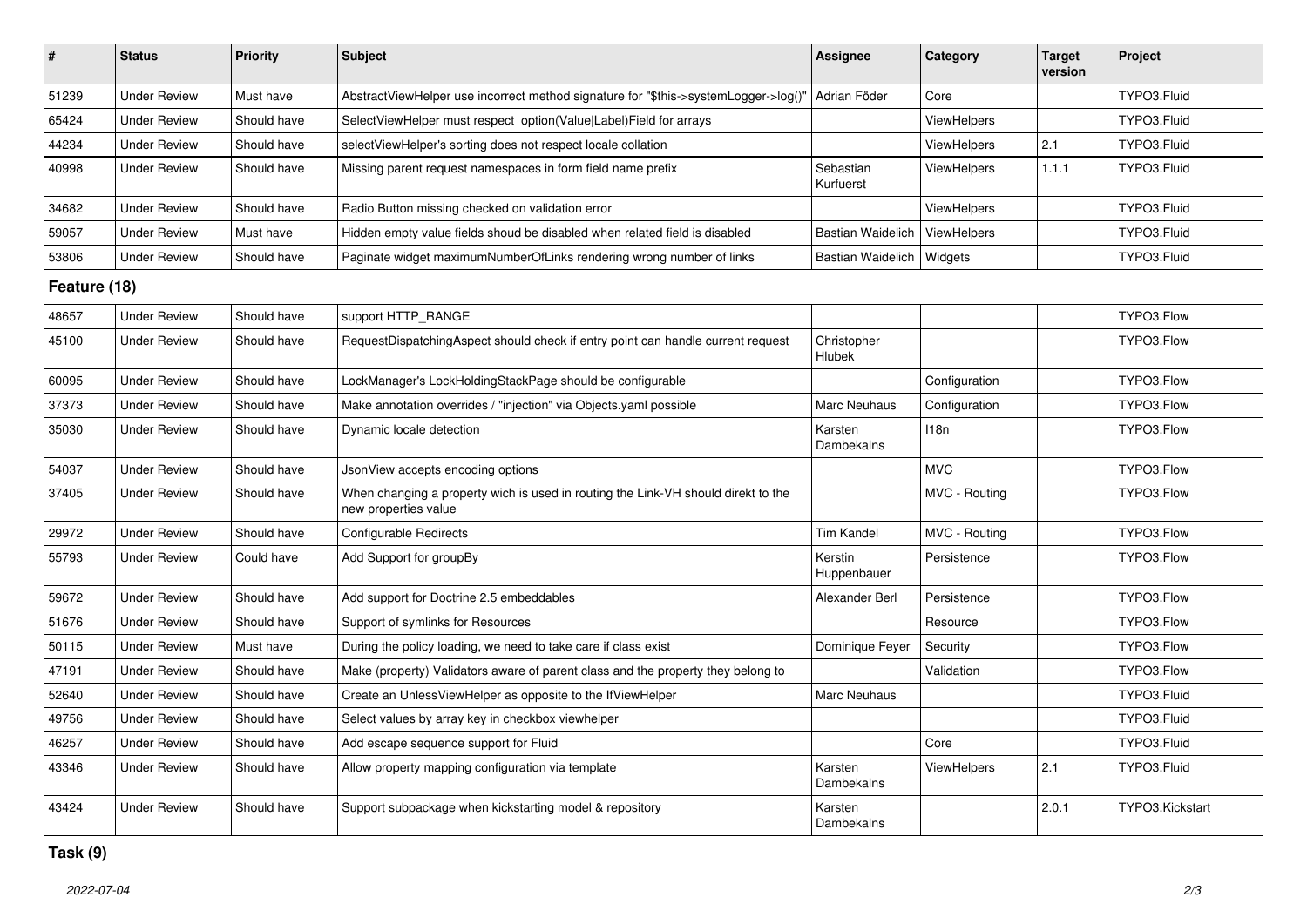| # | Status | Priority | Subject | Assignee | Category | Target version | Project |
|---|---|---|---|---|---|---|---|
| 51239 | Under Review | Must have | AbstractViewHelper use incorrect method signature for "$this->systemLogger->log()" | Adrian Föder | Core | | TYPO3.Fluid |
| 65424 | Under Review | Should have | SelectViewHelper must respect option(Value\|Label)Field for arrays | | ViewHelpers | | TYPO3.Fluid |
| 44234 | Under Review | Should have | selectViewHelper's sorting does not respect locale collation | | ViewHelpers | 2.1 | TYPO3.Fluid |
| 40998 | Under Review | Should have | Missing parent request namespaces in form field name prefix | Sebastian Kurfuerst | ViewHelpers | 1.1.1 | TYPO3.Fluid |
| 34682 | Under Review | Should have | Radio Button missing checked on validation error | | ViewHelpers | | TYPO3.Fluid |
| 59057 | Under Review | Must have | Hidden empty value fields shoud be disabled when related field is disabled | Bastian Waidelich | ViewHelpers | | TYPO3.Fluid |
| 53806 | Under Review | Should have | Paginate widget maximumNumberOfLinks rendering wrong number of links | Bastian Waidelich | Widgets | | TYPO3.Fluid |
| **Feature (18)** | | | | | | | |
| 48657 | Under Review | Should have | support HTTP_RANGE | | | | TYPO3.Flow |
| 45100 | Under Review | Should have | RequestDispatchingAspect should check if entry point can handle current request | Christopher Hlubek | | | TYPO3.Flow |
| 60095 | Under Review | Should have | LockManager's LockHoldingStackPage should be configurable | | Configuration | | TYPO3.Flow |
| 37373 | Under Review | Should have | Make annotation overrides / "injection" via Objects.yaml possible | Marc Neuhaus | Configuration | | TYPO3.Flow |
| 35030 | Under Review | Should have | Dynamic locale detection | Karsten Dambekalns | I18n | | TYPO3.Flow |
| 54037 | Under Review | Should have | JsonView accepts encoding options | | MVC | | TYPO3.Flow |
| 37405 | Under Review | Should have | When changing a property wich is used in routing the Link-VH should direkt to the new properties value | | MVC - Routing | | TYPO3.Flow |
| 29972 | Under Review | Should have | Configurable Redirects | Tim Kandel | MVC - Routing | | TYPO3.Flow |
| 55793 | Under Review | Could have | Add Support for groupBy | Kerstin Huppenbauer | Persistence | | TYPO3.Flow |
| 59672 | Under Review | Should have | Add support for Doctrine 2.5 embeddables | Alexander Berl | Persistence | | TYPO3.Flow |
| 51676 | Under Review | Should have | Support of symlinks for Resources | | Resource | | TYPO3.Flow |
| 50115 | Under Review | Must have | During the policy loading, we need to take care if class exist | Dominique Feyer | Security | | TYPO3.Flow |
| 47191 | Under Review | Should have | Make (property) Validators aware of parent class and the property they belong to | | Validation | | TYPO3.Flow |
| 52640 | Under Review | Should have | Create an UnlessViewHelper as opposite to the IfViewHelper | Marc Neuhaus | | | TYPO3.Fluid |
| 49756 | Under Review | Should have | Select values by array key in checkbox viewhelper | | | | TYPO3.Fluid |
| 46257 | Under Review | Should have | Add escape sequence support for Fluid | | Core | | TYPO3.Fluid |
| 43346 | Under Review | Should have | Allow property mapping configuration via template | Karsten Dambekalns | ViewHelpers | 2.1 | TYPO3.Fluid |
| 43424 | Under Review | Should have | Support subpackage when kickstarting model & repository | Karsten Dambekalns | | 2.0.1 | TYPO3.Kickstart |
| **Task (9)** | | | | | | | |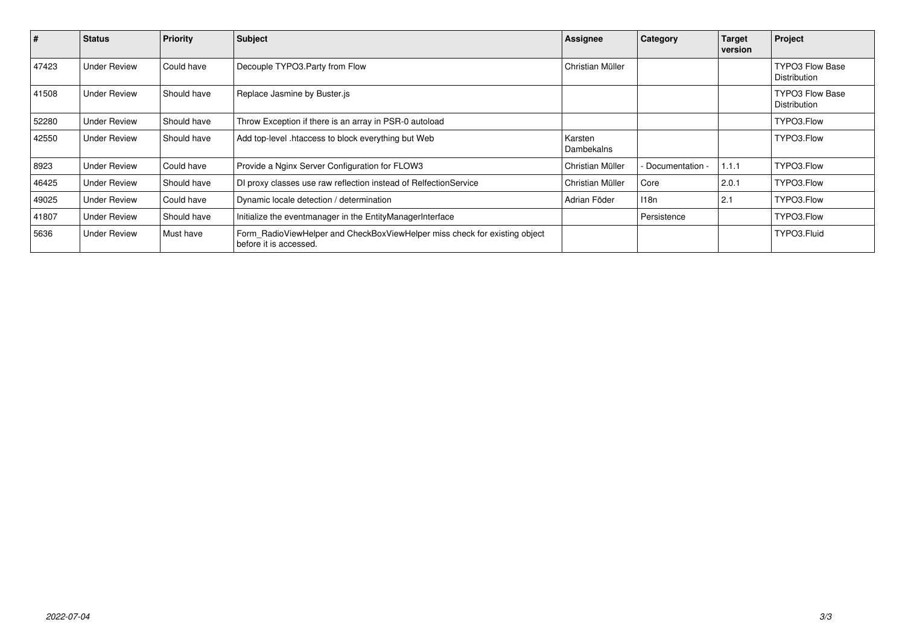| # | Status | Priority | Subject | Assignee | Category | Target version | Project |
|---|---|---|---|---|---|---|---|
| 47423 | Under Review | Could have | Decouple TYPO3.Party from Flow | Christian Müller | | | TYPO3 Flow Base Distribution |
| 41508 | Under Review | Should have | Replace Jasmine by Buster.js | | | | TYPO3 Flow Base Distribution |
| 52280 | Under Review | Should have | Throw Exception if there is an array in PSR-0 autoload | | | | TYPO3.Flow |
| 42550 | Under Review | Should have | Add top-level .htaccess to block everything but Web | Karsten Dambekalns | | | TYPO3.Flow |
| 8923 | Under Review | Could have | Provide a Nginx Server Configuration for FLOW3 | Christian Müller | - Documentation - | 1.1.1 | TYPO3.Flow |
| 46425 | Under Review | Should have | DI proxy classes use raw reflection instead of RelfectionService | Christian Müller | Core | 2.0.1 | TYPO3.Flow |
| 49025 | Under Review | Could have | Dynamic locale detection / determination | Adrian Föder | I18n | 2.1 | TYPO3.Flow |
| 41807 | Under Review | Should have | Initialize the eventmanager in the EntityManagerInterface | | Persistence | | TYPO3.Flow |
| 5636 | Under Review | Must have | Form_RadioViewHelper and CheckBoxViewHelper miss check for existing object before it is accessed. | | | | TYPO3.Fluid |

*2022-07-04*